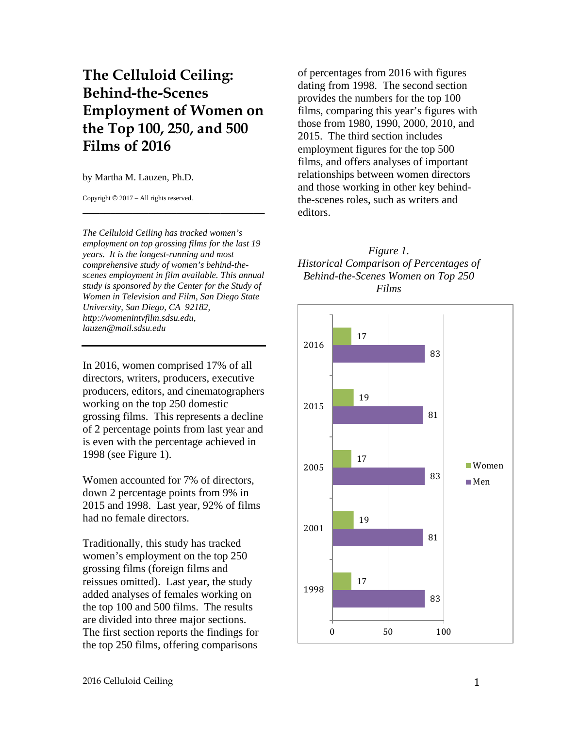# The Celluloid Ceiling: Behind-the-Scenes Employment of Women on the Top 100, 250, and 500 Films of 2016

by Martha M. Lauzen, Ph.D.

Copyright © 2017 – All rights reserved.

---

*The Celluloid Ceiling has tracked women's employment on top grossing films for the last 19 years. It is the longest-running and most comprehensive study of women's behind-the-scenes employment in film available. This annual study is sponsored by the Center for the Study of Women in Television and Film, San Diego State University, San Diego, CA 92182, http://womenintvfilm.sdsu.edu, lauzen@mail.sdsu.edu*

---

In 2016, women comprised 17% of all directors, writers, producers, executive producers, editors, and cinematographers working on the top 250 domestic grossing films. This represents a decline of 2 percentage points from last year and is even with the percentage achieved in 1998 (see Figure 1).

Women accounted for 7% of directors, down 2 percentage points from 9% in 2015 and 1998. Last year, 92% of films had no female directors.

Traditionally, this study has tracked women's employment on the top 250 grossing films (foreign films and reissues omitted). Last year, the study added analyses of females working on the top 100 and 500 films. The results are divided into three major sections. The first section reports the findings for the top 250 films, offering comparisons of percentages from 2016 with figures dating from 1998. The second section provides the numbers for the top 100 films, comparing this year's figures with those from 1980, 1990, 2000, 2010, and 2015. The third section includes employment figures for the top 500 films, and offers analyses of important relationships between women directors and those working in other key behind-the-scenes roles, such as writers and editors.

*Figure 1.*
*Historical Comparison of Percentages of Behind-the-Scenes Women on Top 250 Films*

| Year | Women | Men |
|---|---|---|
| 2016 | 17 | 83 |
| 2015 | 19 | 81 |
| 2005 | 17 | 83 |
| 2001 | 19 | 81 |
| 1998 | 17 | 83 |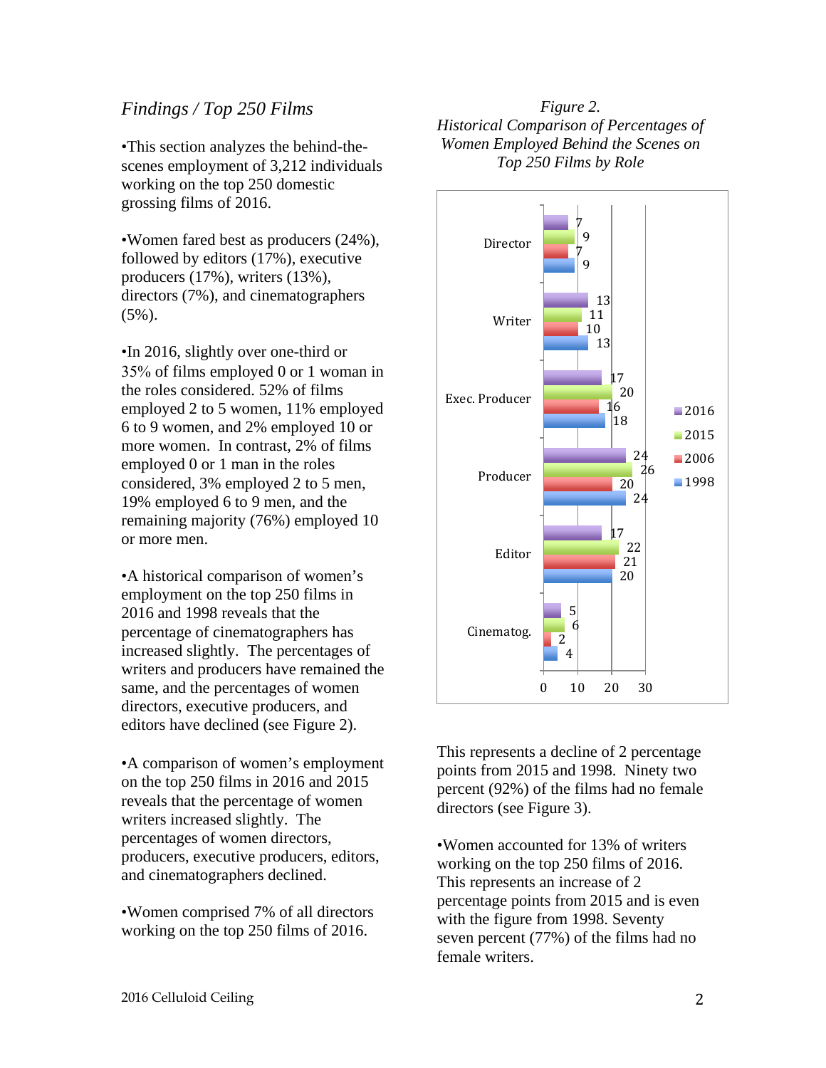*Findings / Top 250 Films*

•This section analyzes the behind-the-scenes employment of 3,212 individuals working on the top 250 domestic grossing films of 2016.

•Women fared best as producers (24%), followed by editors (17%), executive producers (17%), writers (13%), directors (7%), and cinematographers (5%).

•In 2016, slightly over one-third or 35% of films employed 0 or 1 woman in the roles considered. 52% of films employed 2 to 5 women, 11% employed 6 to 9 women, and 2% employed 10 or more women. In contrast, 2% of films employed 0 or 1 man in the roles considered, 3% employed 2 to 5 men, 19% employed 6 to 9 men, and the remaining majority (76%) employed 10 or more men.

•A historical comparison of women's employment on the top 250 films in 2016 and 1998 reveals that the percentage of cinematographers has increased slightly. The percentages of writers and producers have remained the same, and the percentages of women directors, executive producers, and editors have declined (see Figure 2).

•A comparison of women's employment on the top 250 films in 2016 and 2015 reveals that the percentage of women writers increased slightly. The percentages of women directors, producers, executive producers, editors, and cinematographers declined.

•Women comprised 7% of all directors working on the top 250 films of 2016.

*Figure 2.*
*Historical Comparison of Percentages of Women Employed Behind the Scenes on Top 250 Films by Role*

| Role | 2016 | 2015 | 2006 | 1998 |
|---|---|---|---|---|
| Director | 7 | 9 | 7 | 9 |
| Writer | 13 | 11 | 10 | 13 |
| Exec. Producer | 17 | 20 | 16 | 18 |
| Producer | 24 | 26 | 20 | 24 |
| Editor | 17 | 22 | 21 | 20 |
| Cinematog. | 5 | 6 | 2 | 4 |

This represents a decline of 2 percentage points from 2015 and 1998. Ninety two percent (92%) of the films had no female directors (see Figure 3).

•Women accounted for 13% of writers working on the top 250 films of 2016. This represents an increase of 2 percentage points from 2015 and is even with the figure from 1998. Seventy seven percent (77%) of the films had no female writers.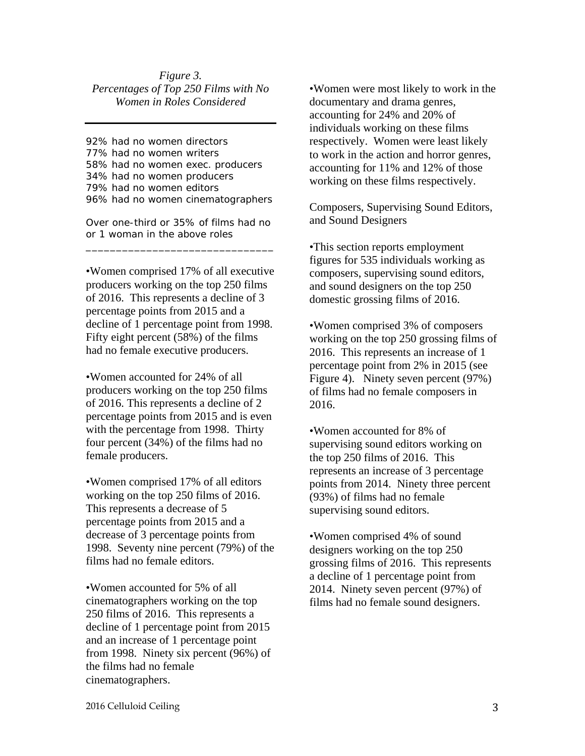*Figure 3.*
*Percentages of Top 250 Films with No Women in Roles Considered*

---

92% had no women directors
77% had no women writers
58% had no women exec. producers
34% had no women producers
79% had no women editors
96% had no women cinematographers

Over one-third or 35% of films had no or 1 woman in the above roles

---

•Women comprised 17% of all executive producers working on the top 250 films of 2016. This represents a decline of 3 percentage points from 2015 and a decline of 1 percentage point from 1998. Fifty eight percent (58%) of the films had no female executive producers.

•Women accounted for 24% of all producers working on the top 250 films of 2016. This represents a decline of 2 percentage points from 2015 and is even with the percentage from 1998. Thirty four percent (34%) of the films had no female producers.

•Women comprised 17% of all editors working on the top 250 films of 2016. This represents a decrease of 5 percentage points from 2015 and a decrease of 3 percentage points from 1998. Seventy nine percent (79%) of the films had no female editors.

•Women accounted for 5% of all cinematographers working on the top 250 films of 2016. This represents a decline of 1 percentage point from 2015 and an increase of 1 percentage point from 1998. Ninety six percent (96%) of the films had no female cinematographers.

•Women were most likely to work in the documentary and drama genres, accounting for 24% and 20% of individuals working on these films respectively. Women were least likely to work in the action and horror genres, accounting for 11% and 12% of those working on these films respectively.

Composers, Supervising Sound Editors, and Sound Designers

•This section reports employment figures for 535 individuals working as composers, supervising sound editors, and sound designers on the top 250 domestic grossing films of 2016.

•Women comprised 3% of composers working on the top 250 grossing films of 2016. This represents an increase of 1 percentage point from 2% in 2015 (see Figure 4). Ninety seven percent (97%) of films had no female composers in 2016.

•Women accounted for 8% of supervising sound editors working on the top 250 films of 2016. This represents an increase of 3 percentage points from 2014. Ninety three percent (93%) of films had no female supervising sound editors.

•Women comprised 4% of sound designers working on the top 250 grossing films of 2016. This represents a decline of 1 percentage point from 2014. Ninety seven percent (97%) of films had no female sound designers.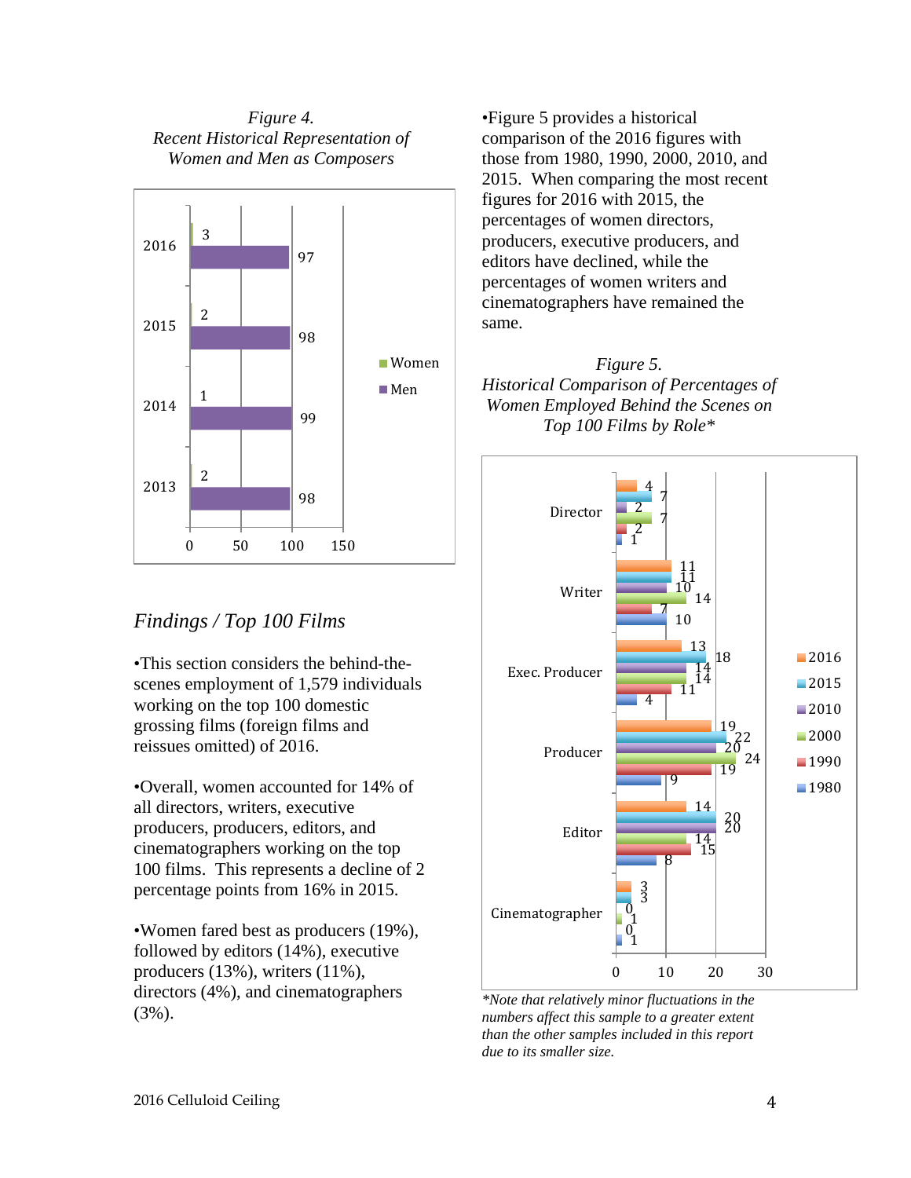*Figure 4.*
*Recent Historical Representation of Women and Men as Composers*

| Year | Women | Men |
|---|---|---|
| 2016 | 3 | 97 |
| 2015 | 2 | 98 |
| 2014 | 1 | 99 |
| 2013 | 2 | 98 |

## *Findings / Top 100 Films*

•This section considers the behind-the-scenes employment of 1,579 individuals working on the top 100 domestic grossing films (foreign films and reissues omitted) of 2016.

•Overall, women accounted for 14% of all directors, writers, executive producers, producers, editors, and cinematographers working on the top 100 films. This represents a decline of 2 percentage points from 16% in 2015.

•Women fared best as producers (19%), followed by editors (14%), executive producers (13%), writers (11%), directors (4%), and cinematographers (3%).

•Figure 5 provides a historical comparison of the 2016 figures with those from 1980, 1990, 2000, 2010, and 2015. When comparing the most recent figures for 2016 with 2015, the percentages of women directors, producers, executive producers, and editors have declined, while the percentages of women writers and cinematographers have remained the same.

*Figure 5.*
*Historical Comparison of Percentages of Women Employed Behind the Scenes on Top 100 Films by Role\**

| Role | 2016 | 2015 | 2010 | 2000 | 1990 | 1980 |
|---|---|---|---|---|---|---|
| Director | 4 | 7 | 2 | 7 | 2 | 1 |
| Writer | 11 | 11 | 10 | 14 | 7 | 10 |
| Exec. Producer | 13 | 18 | 14 | 14 | 11 | 4 |
| Producer | 19 | 22 | 20 | 24 | 19 | 9 |
| Editor | 14 | 20 | 20 | 14 | 15 | 8 |
| Cinematographer | 3 | 3 | 0 | 1 | 0 | 1 |

*\*Note that relatively minor fluctuations in the numbers affect this sample to a greater extent than the other samples included in this report due to its smaller size.*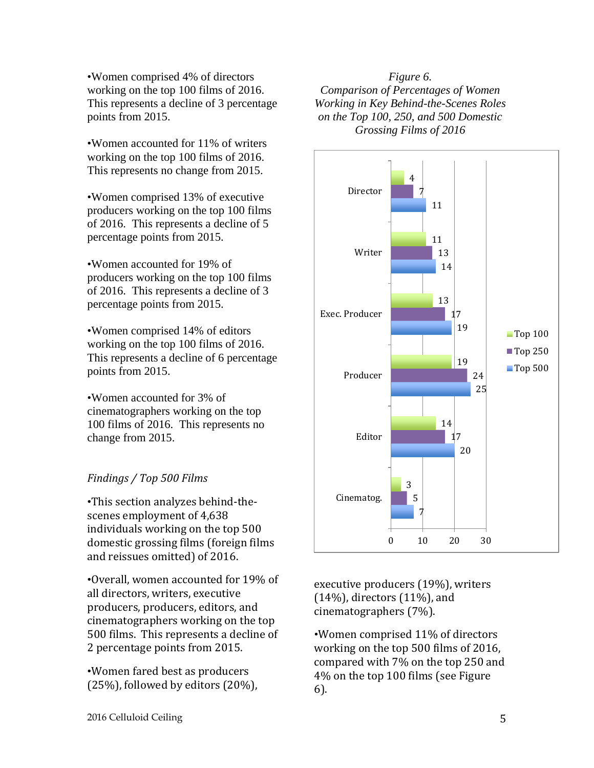•Women comprised 4% of directors working on the top 100 films of 2016. This represents a decline of 3 percentage points from 2015.

•Women accounted for 11% of writers working on the top 100 films of 2016. This represents no change from 2015.

•Women comprised 13% of executive producers working on the top 100 films of 2016. This represents a decline of 5 percentage points from 2015.

•Women accounted for 19% of producers working on the top 100 films of 2016. This represents a decline of 3 percentage points from 2015.

•Women comprised 14% of editors working on the top 100 films of 2016. This represents a decline of 6 percentage points from 2015.

•Women accounted for 3% of cinematographers working on the top 100 films of 2016. This represents no change from 2015.

*Findings / Top 500 Films*

•This section analyzes behind-the-scenes employment of 4,638 individuals working on the top 500 domestic grossing films (foreign films and reissues omitted) of 2016.

•Overall, women accounted for 19% of all directors, writers, executive producers, producers, editors, and cinematographers working on the top 500 films. This represents a decline of 2 percentage points from 2015.

•Women fared best as producers (25%), followed by editors (20%), executive producers (19%), writers (14%), directors (11%), and cinematographers (7%).

•Women comprised 11% of directors working on the top 500 films of 2016, compared with 7% on the top 250 and 4% on the top 100 films (see Figure 6).

*Figure 6.*
*Comparison of Percentages of Women Working in Key Behind-the-Scenes Roles on the Top 100, 250, and 500 Domestic Grossing Films of 2016*

| Role | Top 100 | Top 250 | Top 500 |
|---|---|---|---|
| Director | 4 | 7 | 11 |
| Writer | 11 | 13 | 14 |
| Exec. Producer | 13 | 17 | 19 |
| Producer | 19 | 24 | 25 |
| Editor | 14 | 17 | 20 |
| Cinematog. | 3 | 5 | 7 |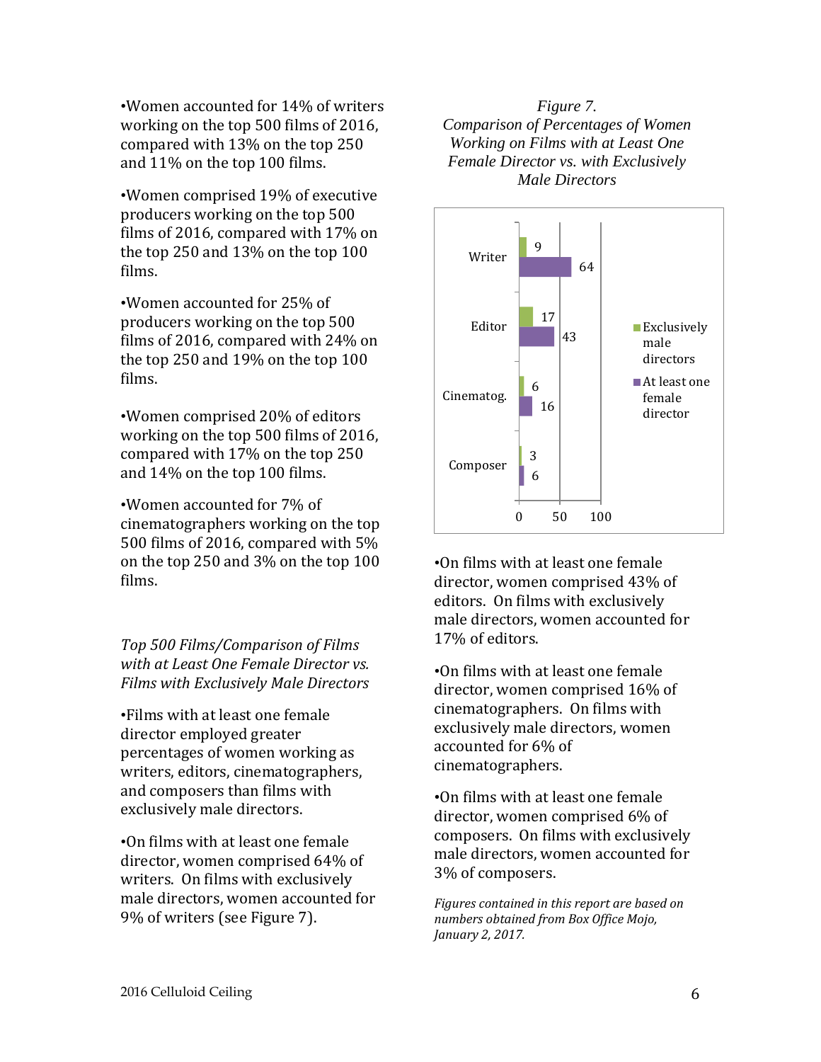•Women accounted for 14% of writers working on the top 500 films of 2016, compared with 13% on the top 250 and 11% on the top 100 films.

•Women comprised 19% of executive producers working on the top 500 films of 2016, compared with 17% on the top 250 and 13% on the top 100 films.

•Women accounted for 25% of producers working on the top 500 films of 2016, compared with 24% on the top 250 and 19% on the top 100 films.

•Women comprised 20% of editors working on the top 500 films of 2016, compared with 17% on the top 250 and 14% on the top 100 films.

•Women accounted for 7% of cinematographers working on the top 500 films of 2016, compared with 5% on the top 250 and 3% on the top 100 films.

*Top 500 Films/Comparison of Films with at Least One Female Director vs. Films with Exclusively Male Directors*

•Films with at least one female director employed greater percentages of women working as writers, editors, cinematographers, and composers than films with exclusively male directors.

•On films with at least one female director, women comprised 64% of writers. On films with exclusively male directors, women accounted for 9% of writers (see Figure 7).

*Figure 7.*
*Comparison of Percentages of Women Working on Films with at Least One Female Director vs. with Exclusively Male Directors*

Writer: 9, 64
Editor: 17, 43
Cinematog.: 6, 16
Composer: 3, 6

0 50 100

Exclusively male directors
At least one female director

•On films with at least one female director, women comprised 43% of editors. On films with exclusively male directors, women accounted for 17% of editors.

•On films with at least one female director, women comprised 16% of cinematographers. On films with exclusively male directors, women accounted for 6% of cinematographers.

•On films with at least one female director, women comprised 6% of composers. On films with exclusively male directors, women accounted for 3% of composers.

*Figures contained in this report are based on numbers obtained from Box Office Mojo, January 2, 2017.*